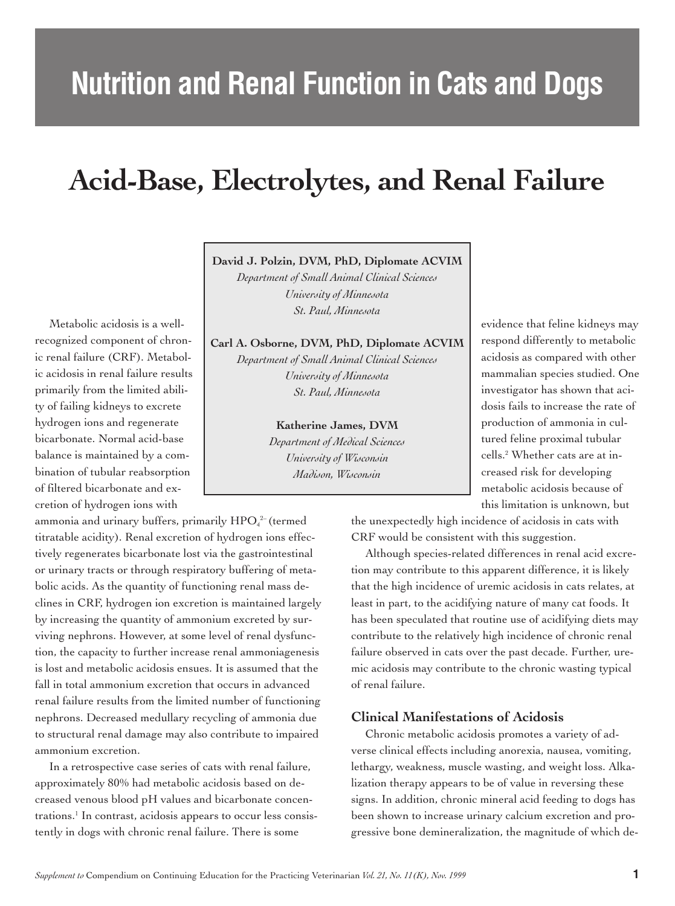# Nutrition and Renal Function in Cats and Dogs

## Acid-Base, Electrolytes, and Renal Failure

**David J. Polzin, DVM, PhD, Diplomate ACVIM**
*Department of Small Animal Clinical Sciences*
*University of Minnesota*
*St. Paul, Minnesota*

**Carl A. Osborne, DVM, PhD, Diplomate ACVIM**
*Department of Small Animal Clinical Sciences*
*University of Minnesota*
*St. Paul, Minnesota*

**Katherine James, DVM**
*Department of Medical Sciences*
*University of Wisconsin*
*Madison, Wisconsin*

Metabolic acidosis is a well-recognized component of chronic renal failure (CRF). Metabolic acidosis in renal failure results primarily from the limited ability of failing kidneys to excrete hydrogen ions and regenerate bicarbonate. Normal acid-base balance is maintained by a combination of tubular reabsorption of filtered bicarbonate and excretion of hydrogen ions with ammonia and urinary buffers, primarily $HPO_4^{2-}$ (termed titratable acidity). Renal excretion of hydrogen ions effectively regenerates bicarbonate lost via the gastrointestinal or urinary tracts or through respiratory buffering of metabolic acids. As the quantity of functioning renal mass declines in CRF, hydrogen ion excretion is maintained largely by increasing the quantity of ammonium excreted by surviving nephrons. However, at some level of renal dysfunction, the capacity to further increase renal ammoniagenesis is lost and metabolic acidosis ensues. It is assumed that the fall in total ammonium excretion that occurs in advanced renal failure results from the limited number of functioning nephrons. Decreased medullary recycling of ammonia due to structural renal damage may also contribute to impaired ammonium excretion.

In a retrospective case series of cats with renal failure, approximately 80% had metabolic acidosis based on decreased venous blood pH values and bicarbonate concentrations.[1] In contrast, acidosis appears to occur less consistently in dogs with chronic renal failure. There is some evidence that feline kidneys may respond differently to metabolic acidosis as compared with other mammalian species studied. One investigator has shown that acidosis fails to increase the rate of production of ammonia in cultured feline proximal tubular cells.[2] Whether cats are at increased risk for developing metabolic acidosis because of this limitation is unknown, but the unexpectedly high incidence of acidosis in cats with CRF would be consistent with this suggestion.

Although species-related differences in renal acid excretion may contribute to this apparent difference, it is likely that the high incidence of uremic acidosis in cats relates, at least in part, to the acidifying nature of many cat foods. It has been speculated that routine use of acidifying diets may contribute to the relatively high incidence of chronic renal failure observed in cats over the past decade. Further, uremic acidosis may contribute to the chronic wasting typical of renal failure.

### Clinical Manifestations of Acidosis

Chronic metabolic acidosis promotes a variety of adverse clinical effects including anorexia, nausea, vomiting, lethargy, weakness, muscle wasting, and weight loss. Alkalization therapy appears to be of value in reversing these signs. In addition, chronic mineral acid feeding to dogs has been shown to increase urinary calcium excretion and progressive bone demineralization, the magnitude of which de-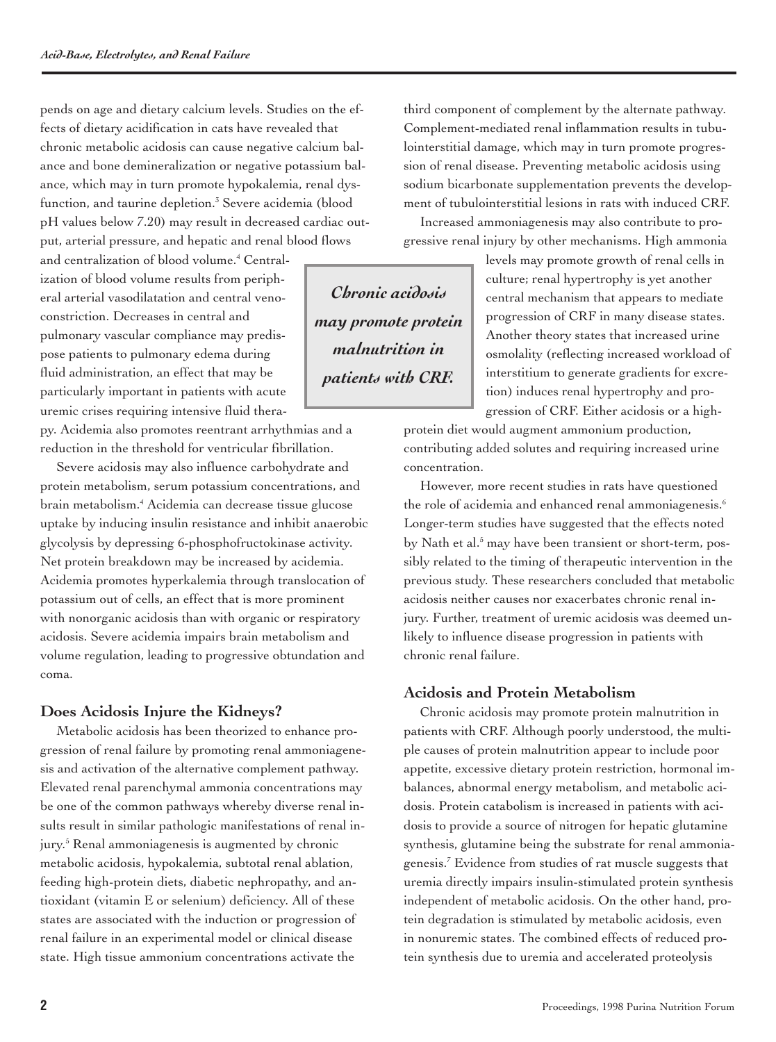pends on age and dietary calcium levels. Studies on the effects of dietary acidification in cats have revealed that chronic metabolic acidosis can cause negative calcium balance and bone demineralization or negative potassium balance, which may in turn promote hypokalemia, renal dysfunction, and taurine depletion.[3] Severe acidemia (blood pH values below 7.20) may result in decreased cardiac output, arterial pressure, and hepatic and renal blood flows and centralization of blood volume.[4] Centralization of blood volume results from peripheral arterial vasodilatation and central venoconstriction. Decreases in central and pulmonary vascular compliance may predispose patients to pulmonary edema during fluid administration, an effect that may be particularly important in patients with acute uremic crises requiring intensive fluid therapy. Acidemia also promotes reentrant arrhythmias and a reduction in the threshold for ventricular fibrillation.

Severe acidosis may also influence carbohydrate and protein metabolism, serum potassium concentrations, and brain metabolism.[4] Acidemia can decrease tissue glucose uptake by inducing insulin resistance and inhibit anaerobic glycolysis by depressing 6-phosphofructokinase activity. Net protein breakdown may be increased by acidemia. Acidemia promotes hyperkalemia through translocation of potassium out of cells, an effect that is more prominent with nonorganic acidosis than with organic or respiratory acidosis. Severe acidemia impairs brain metabolism and volume regulation, leading to progressive obtundation and coma.

## Does Acidosis Injure the Kidneys?

Metabolic acidosis has been theorized to enhance progression of renal failure by promoting renal ammoniagenesis and activation of the alternative complement pathway. Elevated renal parenchymal ammonia concentrations may be one of the common pathways whereby diverse renal insults result in similar pathologic manifestations of renal injury.[5] Renal ammoniagenesis is augmented by chronic metabolic acidosis, hypokalemia, subtotal renal ablation, feeding high-protein diets, diabetic nephropathy, and antioxidant (vitamin E or selenium) deficiency. All of these states are associated with the induction or progression of renal failure in an experimental model or clinical disease state. High tissue ammonium concentrations activate the third component of complement by the alternate pathway. Complement-mediated renal inflammation results in tubulointerstitial damage, which may in turn promote progression of renal disease. Preventing metabolic acidosis using sodium bicarbonate supplementation prevents the development of tubulointerstitial lesions in rats with induced CRF.

Increased ammoniagenesis may also contribute to progressive renal injury by other mechanisms. High ammonia levels may promote growth of renal cells in culture; renal hypertrophy is yet another central mechanism that appears to mediate progression of CRF in many disease states. Another theory states that increased urine osmolality (reflecting increased workload of interstitium to generate gradients for excretion) induces renal hypertrophy and progression of CRF. Either acidosis or a high-protein diet would augment ammonium production, contributing added solutes and requiring increased urine concentration.

*Chronic acidosis may promote protein malnutrition in patients with CRF.*

However, more recent studies in rats have questioned the role of acidemia and enhanced renal ammoniagenesis.[6] Longer-term studies have suggested that the effects noted by Nath et al.[5] may have been transient or short-term, possibly related to the timing of therapeutic intervention in the previous study. These researchers concluded that metabolic acidosis neither causes nor exacerbates chronic renal injury. Further, treatment of uremic acidosis was deemed unlikely to influence disease progression in patients with chronic renal failure.

## Acidosis and Protein Metabolism

Chronic acidosis may promote protein malnutrition in patients with CRF. Although poorly understood, the multiple causes of protein malnutrition appear to include poor appetite, excessive dietary protein restriction, hormonal imbalances, abnormal energy metabolism, and metabolic acidosis. Protein catabolism is increased in patients with acidosis to provide a source of nitrogen for hepatic glutamine synthesis, glutamine being the substrate for renal ammoniagenesis.[7] Evidence from studies of rat muscle suggests that uremia directly impairs insulin-stimulated protein synthesis independent of metabolic acidosis. On the other hand, protein degradation is stimulated by metabolic acidosis, even in nonuremic states. The combined effects of reduced protein synthesis due to uremia and accelerated proteolysis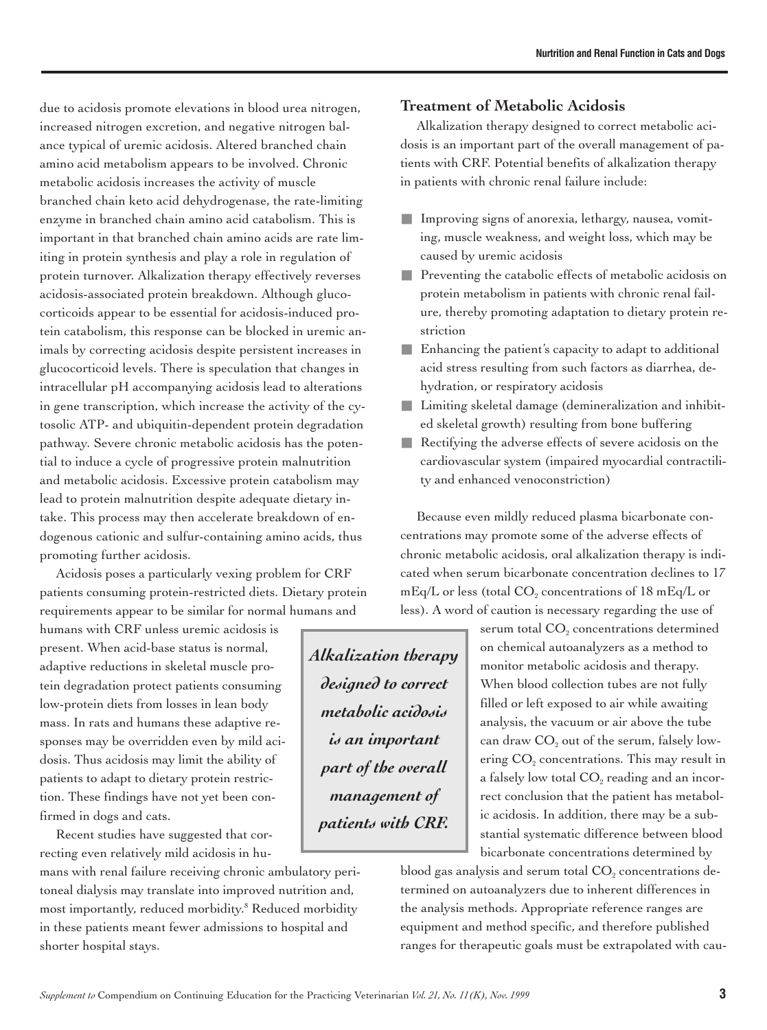due to acidosis promote elevations in blood urea nitrogen, increased nitrogen excretion, and negative nitrogen balance typical of uremic acidosis. Altered branched chain amino acid metabolism appears to be involved. Chronic metabolic acidosis increases the activity of muscle branched chain keto acid dehydrogenase, the rate-limiting enzyme in branched chain amino acid catabolism. This is important in that branched chain amino acids are rate limiting in protein synthesis and play a role in regulation of protein turnover. Alkalization therapy effectively reverses acidosis-associated protein breakdown. Although glucocorticoids appear to be essential for acidosis-induced protein catabolism, this response can be blocked in uremic animals by correcting acidosis despite persistent increases in glucocorticoid levels. There is speculation that changes in intracellular pH accompanying acidosis lead to alterations in gene transcription, which increase the activity of the cytosolic ATP- and ubiquitin-dependent protein degradation pathway. Severe chronic metabolic acidosis has the potential to induce a cycle of progressive protein malnutrition and metabolic acidosis. Excessive protein catabolism may lead to protein malnutrition despite adequate dietary intake. This process may then accelerate breakdown of endogenous cationic and sulfur-containing amino acids, thus promoting further acidosis.

Acidosis poses a particularly vexing problem for CRF patients consuming protein-restricted diets. Dietary protein requirements appear to be similar for normal humans and humans with CRF unless uremic acidosis is present. When acid-base status is normal, adaptive reductions in skeletal muscle protein degradation protect patients consuming low-protein diets from losses in lean body mass. In rats and humans these adaptive responses may be overridden even by mild acidosis. Thus acidosis may limit the ability of patients to adapt to dietary protein restriction. These findings have not yet been confirmed in dogs and cats.

Recent studies have suggested that correcting even relatively mild acidosis in humans with renal failure receiving chronic ambulatory peritoneal dialysis may translate into improved nutrition and, most importantly, reduced morbidity.[8] Reduced morbidity in these patients meant fewer admissions to hospital and shorter hospital stays.

*Alkalization therapy designed to correct metabolic acidosis is an important part of the overall management of patients with CRF.*

### Treatment of Metabolic Acidosis

Alkalization therapy designed to correct metabolic acidosis is an important part of the overall management of patients with CRF. Potential benefits of alkalization therapy in patients with chronic renal failure include:

- Improving signs of anorexia, lethargy, nausea, vomiting, muscle weakness, and weight loss, which may be caused by uremic acidosis
- Preventing the catabolic effects of metabolic acidosis on protein metabolism in patients with chronic renal failure, thereby promoting adaptation to dietary protein restriction
- Enhancing the patient's capacity to adapt to additional acid stress resulting from such factors as diarrhea, dehydration, or respiratory acidosis
- Limiting skeletal damage (demineralization and inhibited skeletal growth) resulting from bone buffering
- Rectifying the adverse effects of severe acidosis on the cardiovascular system (impaired myocardial contractility and enhanced venoconstriction)

Because even mildly reduced plasma bicarbonate concentrations may promote some of the adverse effects of chronic metabolic acidosis, oral alkalization therapy is indicated when serum bicarbonate concentration declines to 17 mEq/L or less (total $CO_2$ concentrations of 18 mEq/L or less). A word of caution is necessary regarding the use of serum total $CO_2$ concentrations determined on chemical autoanalyzers as a method to monitor metabolic acidosis and therapy. When blood collection tubes are not fully filled or left exposed to air while awaiting analysis, the vacuum or air above the tube can draw $CO_2$ out of the serum, falsely lowering $CO_2$ concentrations. This may result in a falsely low total $CO_2$ reading and an incorrect conclusion that the patient has metabolic acidosis. In addition, there may be a substantial systematic difference between blood bicarbonate concentrations determined by blood gas analysis and serum total $CO_2$ concentrations determined on autoanalyzers due to inherent differences in the analysis methods. Appropriate reference ranges are equipment and method specific, and therefore published ranges for therapeutic goals must be extrapolated with cau-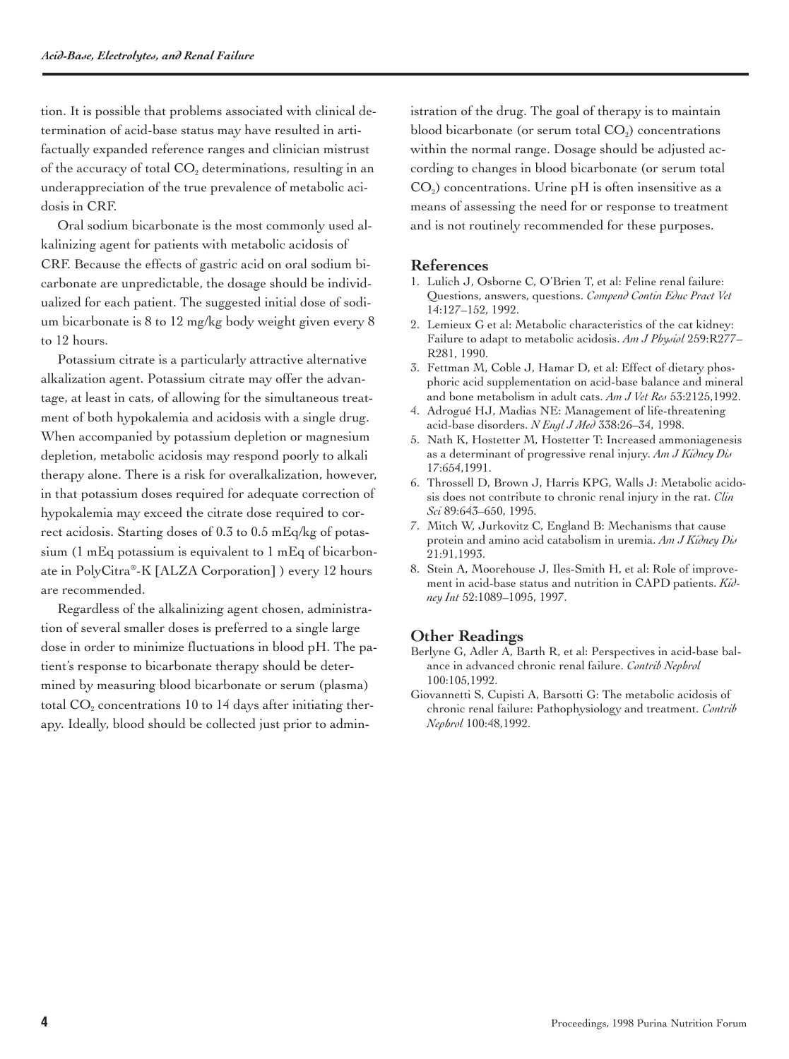tion. It is possible that problems associated with clinical determination of acid-base status may have resulted in artifactually expanded reference ranges and clinician mistrust of the accuracy of total $CO_2$ determinations, resulting in an underappreciation of the true prevalence of metabolic acidosis in CRF.

Oral sodium bicarbonate is the most commonly used alkalinizing agent for patients with metabolic acidosis of CRF. Because the effects of gastric acid on oral sodium bicarbonate are unpredictable, the dosage should be individualized for each patient. The suggested initial dose of sodium bicarbonate is 8 to 12 mg/kg body weight given every 8 to 12 hours.

Potassium citrate is a particularly attractive alternative alkalization agent. Potassium citrate may offer the advantage, at least in cats, of allowing for the simultaneous treatment of both hypokalemia and acidosis with a single drug. When accompanied by potassium depletion or magnesium depletion, metabolic acidosis may respond poorly to alkali therapy alone. There is a risk for overalkalization, however, in that potassium doses required for adequate correction of hypokalemia may exceed the citrate dose required to correct acidosis. Starting doses of 0.3 to 0.5 mEq/kg of potassium (1 mEq potassium is equivalent to 1 mEq of bicarbonate in PolyCitra®-K [ALZA Corporation] ) every 12 hours are recommended.

Regardless of the alkalinizing agent chosen, administration of several smaller doses is preferred to a single large dose in order to minimize fluctuations in blood pH. The patient's response to bicarbonate therapy should be determined by measuring blood bicarbonate or serum (plasma) total $CO_2$ concentrations 10 to 14 days after initiating therapy. Ideally, blood should be collected just prior to administration of the drug. The goal of therapy is to maintain blood bicarbonate (or serum total $CO_2$) concentrations within the normal range. Dosage should be adjusted according to changes in blood bicarbonate (or serum total $CO_2$) concentrations. Urine pH is often insensitive as a means of assessing the need for or response to treatment and is not routinely recommended for these purposes.

## References

1. Lulich J, Osborne C, O'Brien T, et al: Feline renal failure: Questions, answers, questions. *Compend Contin Educ Pract Vet* 14:127–152, 1992.
2. Lemieux G et al: Metabolic characteristics of the cat kidney: Failure to adapt to metabolic acidosis. *Am J Physiol* 259:R277–R281, 1990.
3. Fettman M, Coble J, Hamar D, et al: Effect of dietary phosphoric acid supplementation on acid-base balance and mineral and bone metabolism in adult cats. *Am J Vet Res* 53:2125,1992.
4. Adrogué HJ, Madias NE: Management of life-threatening acid-base disorders. *N Engl J Med* 338:26–34, 1998.
5. Nath K, Hostetter M, Hostetter T: Increased ammoniagenesis as a determinant of progressive renal injury. *Am J Kidney Dis* 17:654,1991.
6. Throssell D, Brown J, Harris KPG, Walls J: Metabolic acidosis does not contribute to chronic renal injury in the rat. *Clin Sci* 89:643–650, 1995.
7. Mitch W, Jurkovitz C, England B: Mechanisms that cause protein and amino acid catabolism in uremia. *Am J Kidney Dis* 21:91,1993.
8. Stein A, Moorehouse J, Iles-Smith H, et al: Role of improvement in acid-base status and nutrition in CAPD patients. *Kidney Int* 52:1089–1095, 1997.

## Other Readings

Berlyne G, Adler A, Barth R, et al: Perspectives in acid-base balance in advanced chronic renal failure. *Contrib Nephrol* 100:105,1992.

Giovannetti S, Cupisti A, Barsotti G: The metabolic acidosis of chronic renal failure: Pathophysiology and treatment. *Contrib Nephrol* 100:48,1992.